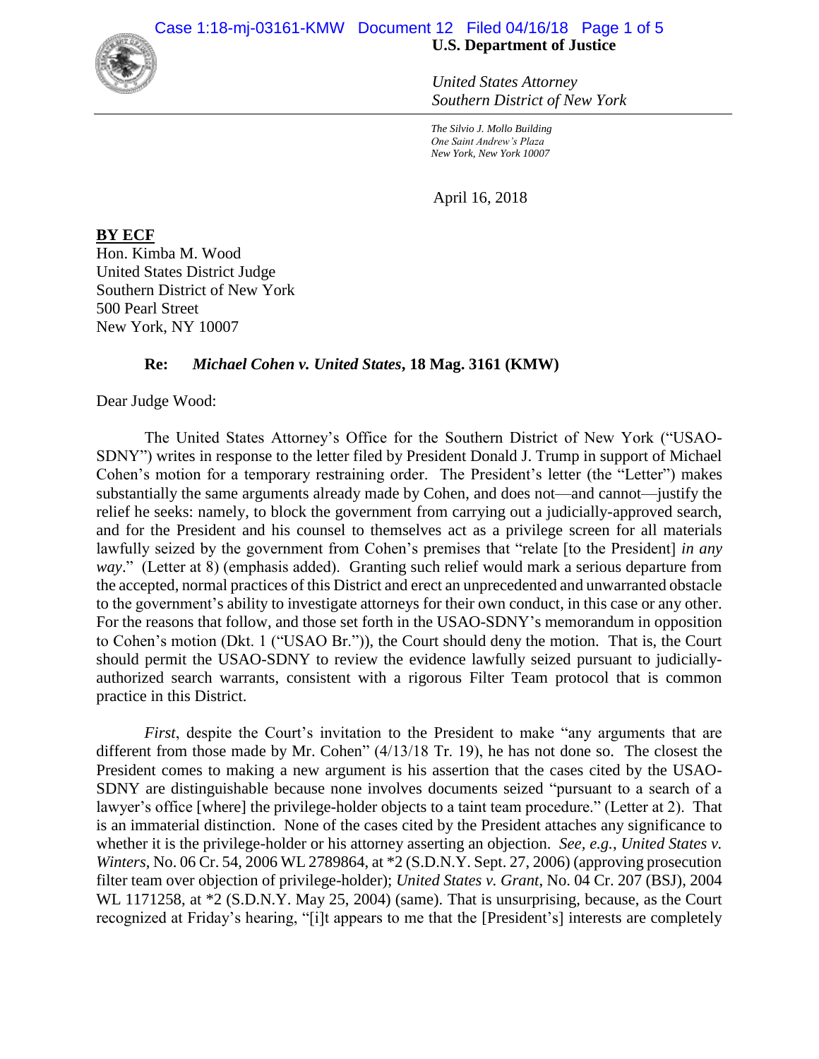**U.S. Department of Justice**

*United States Attorney*
*Southern District of New York*

*The Silvio J. Mollo Building*
*One Saint Andrew's Plaza*
*New York, New York 10007*

April 16, 2018

**BY ECF**
Hon. Kimba M. Wood
United States District Judge
Southern District of New York
500 Pearl Street
New York, NY 10007

**Re: *Michael Cohen v. United States*, 18 Mag. 3161 (KMW)**

Dear Judge Wood:

The United States Attorney's Office for the Southern District of New York ("USAO-SDNY") writes in response to the letter filed by President Donald J. Trump in support of Michael Cohen's motion for a temporary restraining order. The President's letter (the "Letter") makes substantially the same arguments already made by Cohen, and does not—and cannot—justify the relief he seeks: namely, to block the government from carrying out a judicially-approved search, and for the President and his counsel to themselves act as a privilege screen for all materials lawfully seized by the government from Cohen's premises that "relate [to the President] *in any way*." (Letter at 8) (emphasis added). Granting such relief would mark a serious departure from the accepted, normal practices of this District and erect an unprecedented and unwarranted obstacle to the government's ability to investigate attorneys for their own conduct, in this case or any other. For the reasons that follow, and those set forth in the USAO-SDNY's memorandum in opposition to Cohen's motion (Dkt. 1 ("USAO Br.")), the Court should deny the motion. That is, the Court should permit the USAO-SDNY to review the evidence lawfully seized pursuant to judicially-authorized search warrants, consistent with a rigorous Filter Team protocol that is common practice in this District.

*First*, despite the Court's invitation to the President to make "any arguments that are different from those made by Mr. Cohen" (4/13/18 Tr. 19), he has not done so. The closest the President comes to making a new argument is his assertion that the cases cited by the USAO-SDNY are distinguishable because none involves documents seized "pursuant to a search of a lawyer's office [where] the privilege-holder objects to a taint team procedure." (Letter at 2). That is an immaterial distinction. None of the cases cited by the President attaches any significance to whether it is the privilege-holder or his attorney asserting an objection. *See, e.g.*, *United States v. Winters*, No. 06 Cr. 54, 2006 WL 2789864, at *2 (S.D.N.Y. Sept. 27, 2006) (approving prosecution filter team over objection of privilege-holder); *United States v. Grant*, No. 04 Cr. 207 (BSJ), 2004 WL 1171258, at *2 (S.D.N.Y. May 25, 2004) (same). That is unsurprising, because, as the Court recognized at Friday's hearing, "[i]t appears to me that the [President's] interests are completely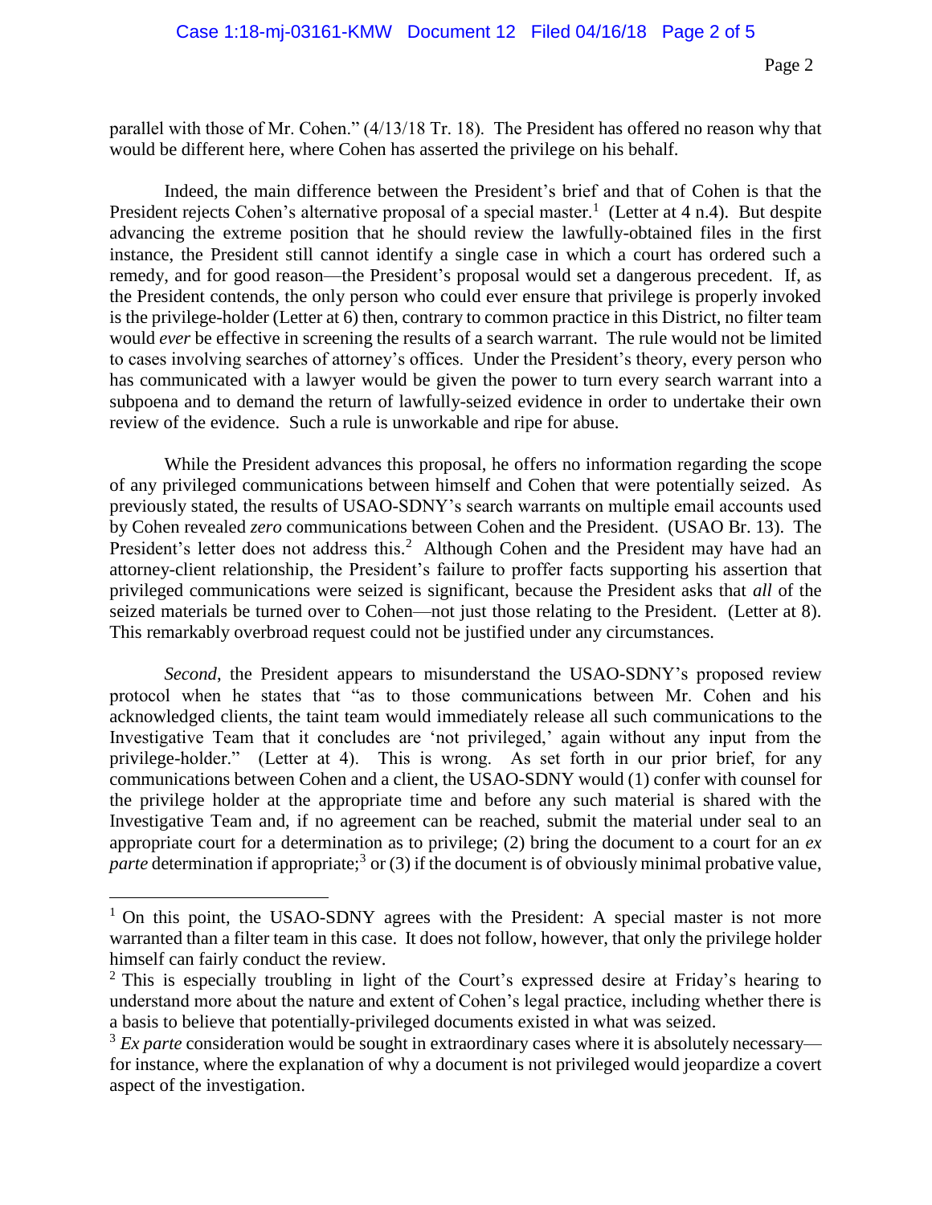parallel with those of Mr. Cohen." (4/13/18 Tr. 18). The President has offered no reason why that would be different here, where Cohen has asserted the privilege on his behalf.

Indeed, the main difference between the President's brief and that of Cohen is that the President rejects Cohen's alternative proposal of a special master.[1] (Letter at 4 n.4). But despite advancing the extreme position that he should review the lawfully-obtained files in the first instance, the President still cannot identify a single case in which a court has ordered such a remedy, and for good reason—the President's proposal would set a dangerous precedent. If, as the President contends, the only person who could ever ensure that privilege is properly invoked is the privilege-holder (Letter at 6) then, contrary to common practice in this District, no filter team would *ever* be effective in screening the results of a search warrant. The rule would not be limited to cases involving searches of attorney's offices. Under the President's theory, every person who has communicated with a lawyer would be given the power to turn every search warrant into a subpoena and to demand the return of lawfully-seized evidence in order to undertake their own review of the evidence. Such a rule is unworkable and ripe for abuse.

While the President advances this proposal, he offers no information regarding the scope of any privileged communications between himself and Cohen that were potentially seized. As previously stated, the results of USAO-SDNY's search warrants on multiple email accounts used by Cohen revealed *zero* communications between Cohen and the President. (USAO Br. 13). The President's letter does not address this.[2] Although Cohen and the President may have had an attorney-client relationship, the President's failure to proffer facts supporting his assertion that privileged communications were seized is significant, because the President asks that *all* of the seized materials be turned over to Cohen—not just those relating to the President. (Letter at 8). This remarkably overbroad request could not be justified under any circumstances.

*Second*, the President appears to misunderstand the USAO-SDNY's proposed review protocol when he states that "as to those communications between Mr. Cohen and his acknowledged clients, the taint team would immediately release all such communications to the Investigative Team that it concludes are 'not privileged,' again without any input from the privilege-holder." (Letter at 4). This is wrong. As set forth in our prior brief, for any communications between Cohen and a client, the USAO-SDNY would (1) confer with counsel for the privilege holder at the appropriate time and before any such material is shared with the Investigative Team and, if no agreement can be reached, submit the material under seal to an appropriate court for a determination as to privilege; (2) bring the document to a court for an *ex parte* determination if appropriate;[3] or (3) if the document is of obviously minimal probative value,

[1] On this point, the USAO-SDNY agrees with the President: A special master is not more warranted than a filter team in this case. It does not follow, however, that only the privilege holder himself can fairly conduct the review.

[2] This is especially troubling in light of the Court's expressed desire at Friday's hearing to understand more about the nature and extent of Cohen's legal practice, including whether there is a basis to believe that potentially-privileged documents existed in what was seized.

[3] *Ex parte* consideration would be sought in extraordinary cases where it is absolutely necessary—for instance, where the explanation of why a document is not privileged would jeopardize a covert aspect of the investigation.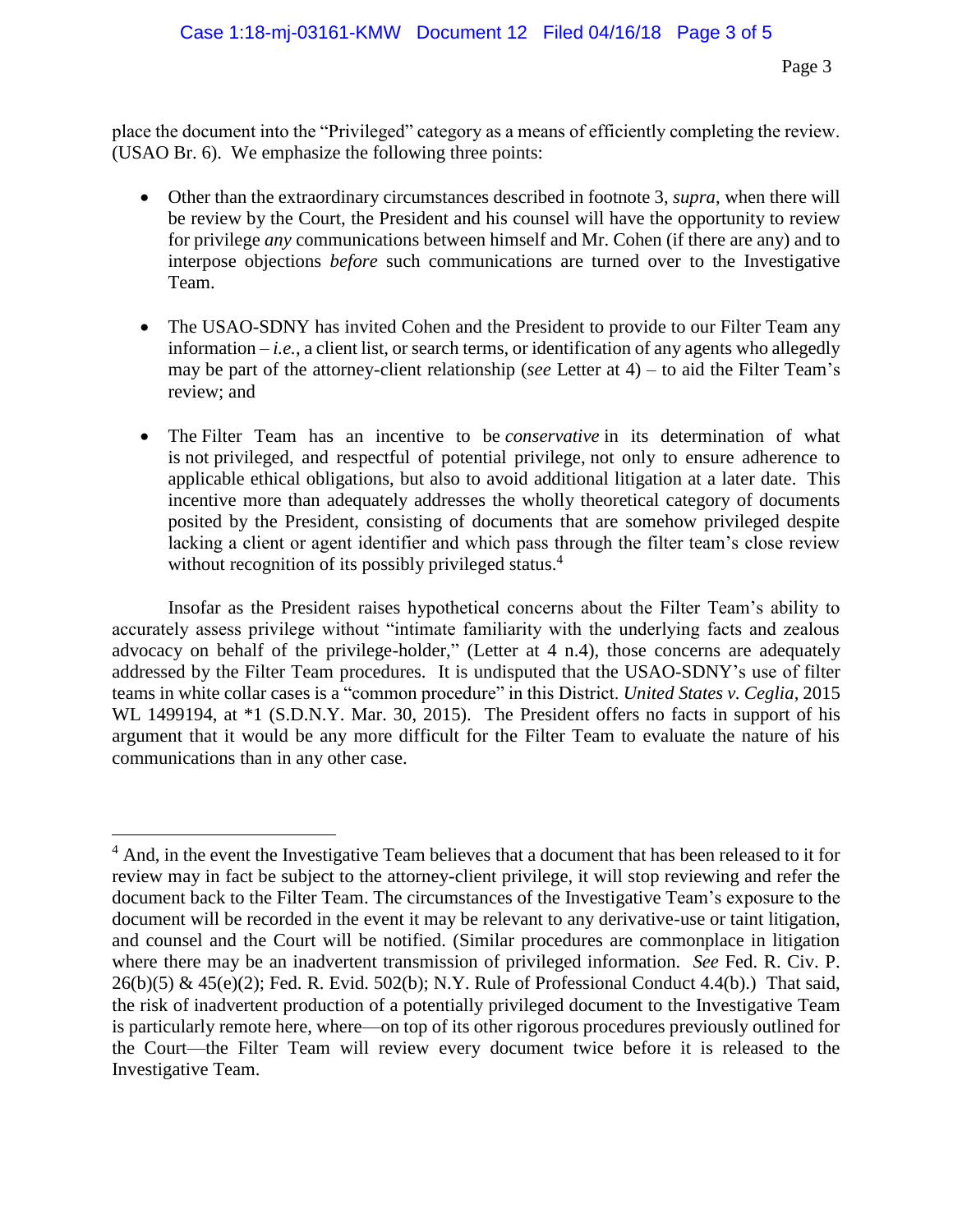place the document into the "Privileged" category as a means of efficiently completing the review. (USAO Br. 6). We emphasize the following three points:

- Other than the extraordinary circumstances described in footnote 3, *supra*, when there will be review by the Court, the President and his counsel will have the opportunity to review for privilege *any* communications between himself and Mr. Cohen (if there are any) and to interpose objections *before* such communications are turned over to the Investigative Team.

- The USAO-SDNY has invited Cohen and the President to provide to our Filter Team any information – *i.e.*, a client list, or search terms, or identification of any agents who allegedly may be part of the attorney-client relationship (*see* Letter at 4) – to aid the Filter Team's review; and

- The Filter Team has an incentive to be *conservative* in its determination of what is not privileged, and respectful of potential privilege, not only to ensure adherence to applicable ethical obligations, but also to avoid additional litigation at a later date. This incentive more than adequately addresses the wholly theoretical category of documents posited by the President, consisting of documents that are somehow privileged despite lacking a client or agent identifier and which pass through the filter team's close review without recognition of its possibly privileged status.[4]

Insofar as the President raises hypothetical concerns about the Filter Team's ability to accurately assess privilege without "intimate familiarity with the underlying facts and zealous advocacy on behalf of the privilege-holder," (Letter at 4 n.4), those concerns are adequately addressed by the Filter Team procedures. It is undisputed that the USAO-SDNY's use of filter teams in white collar cases is a "common procedure" in this District. *United States v. Ceglia*, 2015 WL 1499194, at *1 (S.D.N.Y. Mar. 30, 2015). The President offers no facts in support of his argument that it would be any more difficult for the Filter Team to evaluate the nature of his communications than in any other case.

---

[4] And, in the event the Investigative Team believes that a document that has been released to it for review may in fact be subject to the attorney-client privilege, it will stop reviewing and refer the document back to the Filter Team. The circumstances of the Investigative Team's exposure to the document will be recorded in the event it may be relevant to any derivative-use or taint litigation, and counsel and the Court will be notified. (Similar procedures are commonplace in litigation where there may be an inadvertent transmission of privileged information. *See* Fed. R. Civ. P. 26(b)(5) & 45(e)(2); Fed. R. Evid. 502(b); N.Y. Rule of Professional Conduct 4.4(b).) That said, the risk of inadvertent production of a potentially privileged document to the Investigative Team is particularly remote here, where—on top of its other rigorous procedures previously outlined for the Court—the Filter Team will review every document twice before it is released to the Investigative Team.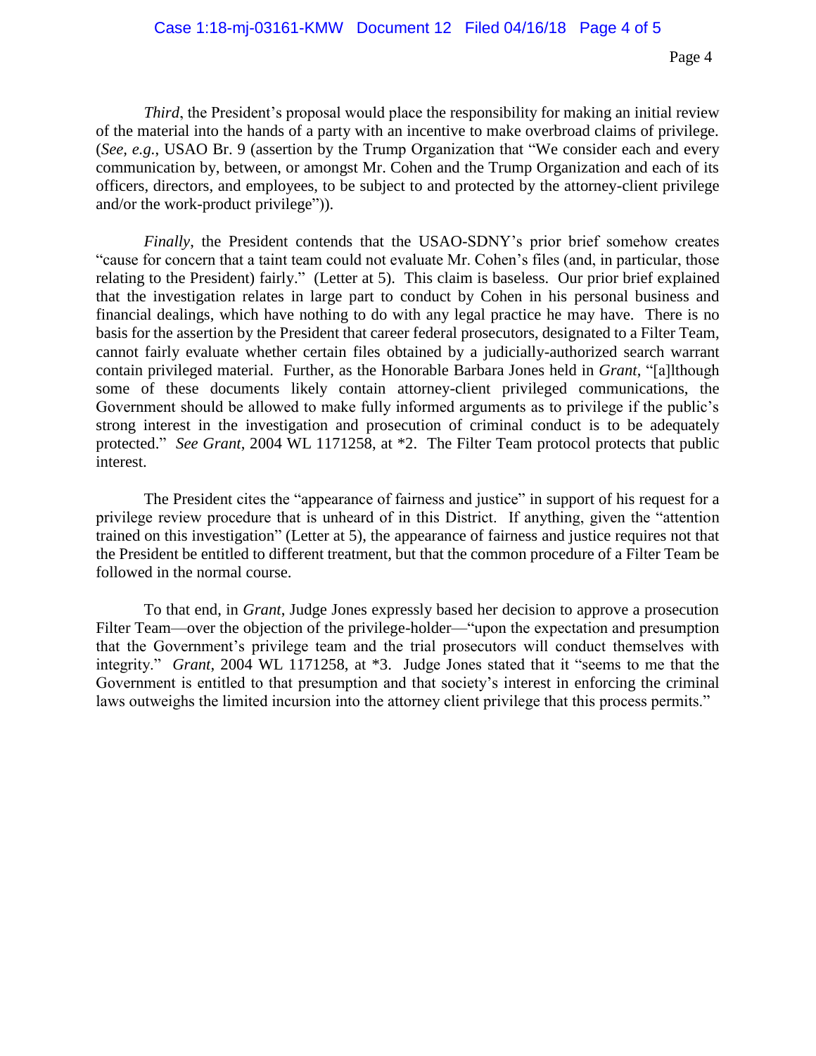*Third*, the President's proposal would place the responsibility for making an initial review of the material into the hands of a party with an incentive to make overbroad claims of privilege. (*See, e.g.*, USAO Br. 9 (assertion by the Trump Organization that "We consider each and every communication by, between, or amongst Mr. Cohen and the Trump Organization and each of its officers, directors, and employees, to be subject to and protected by the attorney-client privilege and/or the work-product privilege")).

*Finally*, the President contends that the USAO-SDNY's prior brief somehow creates "cause for concern that a taint team could not evaluate Mr. Cohen's files (and, in particular, those relating to the President) fairly." (Letter at 5). This claim is baseless. Our prior brief explained that the investigation relates in large part to conduct by Cohen in his personal business and financial dealings, which have nothing to do with any legal practice he may have. There is no basis for the assertion by the President that career federal prosecutors, designated to a Filter Team, cannot fairly evaluate whether certain files obtained by a judicially-authorized search warrant contain privileged material. Further, as the Honorable Barbara Jones held in *Grant*, "[a]lthough some of these documents likely contain attorney-client privileged communications, the Government should be allowed to make fully informed arguments as to privilege if the public's strong interest in the investigation and prosecution of criminal conduct is to be adequately protected." *See Grant*, 2004 WL 1171258, at *2. The Filter Team protocol protects that public interest.

The President cites the "appearance of fairness and justice" in support of his request for a privilege review procedure that is unheard of in this District. If anything, given the "attention trained on this investigation" (Letter at 5), the appearance of fairness and justice requires not that the President be entitled to different treatment, but that the common procedure of a Filter Team be followed in the normal course.

To that end, in *Grant*, Judge Jones expressly based her decision to approve a prosecution Filter Team—over the objection of the privilege-holder—"upon the expectation and presumption that the Government's privilege team and the trial prosecutors will conduct themselves with integrity." *Grant*, 2004 WL 1171258, at *3. Judge Jones stated that it "seems to me that the Government is entitled to that presumption and that society's interest in enforcing the criminal laws outweighs the limited incursion into the attorney client privilege that this process permits."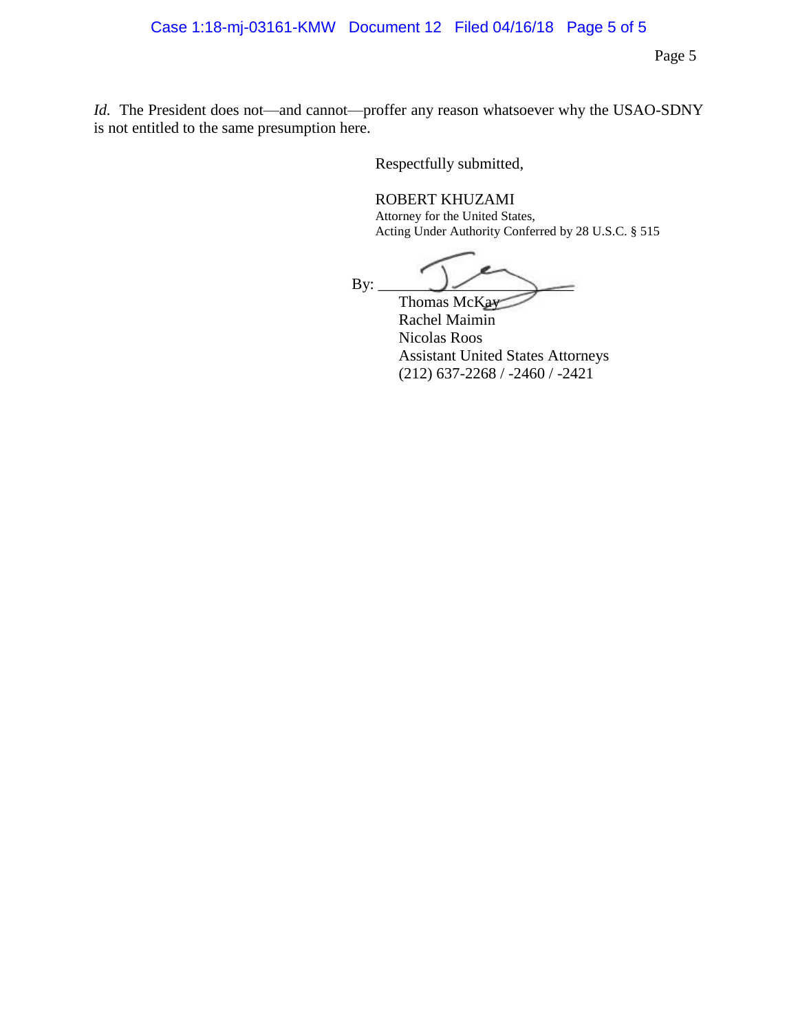*Id.* The President does not—and cannot—proffer any reason whatsoever why the USAO-SDNY is not entitled to the same presumption here.

Respectfully submitted,

ROBERT KHUZAMI
Attorney for the United States,
Acting Under Authority Conferred by 28 U.S.C. § 515

By: ______________________________
Thomas McKay
Rachel Maimin
Nicolas Roos
Assistant United States Attorneys
(212) 637-2268 / -2460 / -2421